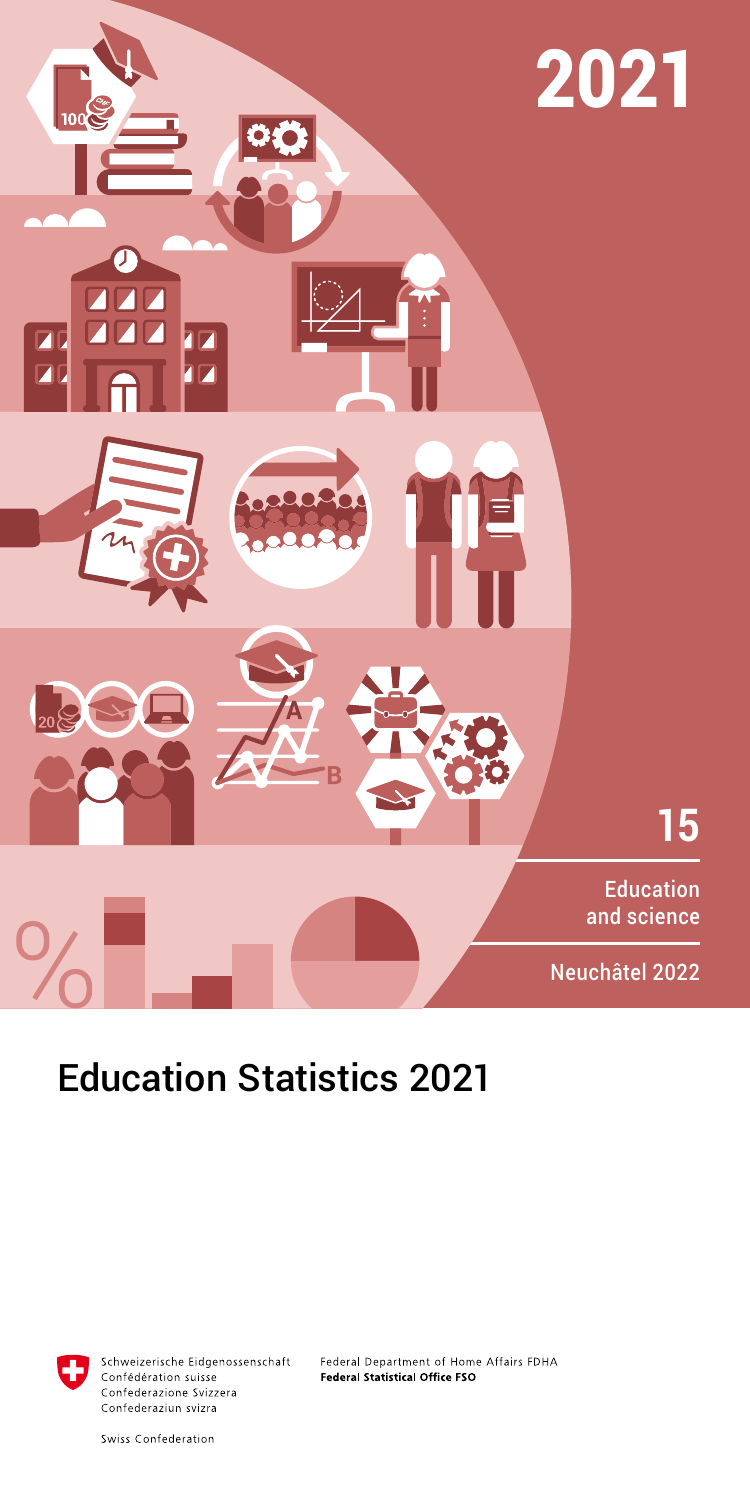2021

15

Education and science

Neuchâtel 2022

# Education Statistics 2021

Schweizerische Eidgenossenschaft
Confédération suisse
Confederazione Svizzera
Confederaziun svizra

Swiss Confederation

Federal Department of Home Affairs FDHA
**Federal Statistical Office FSO**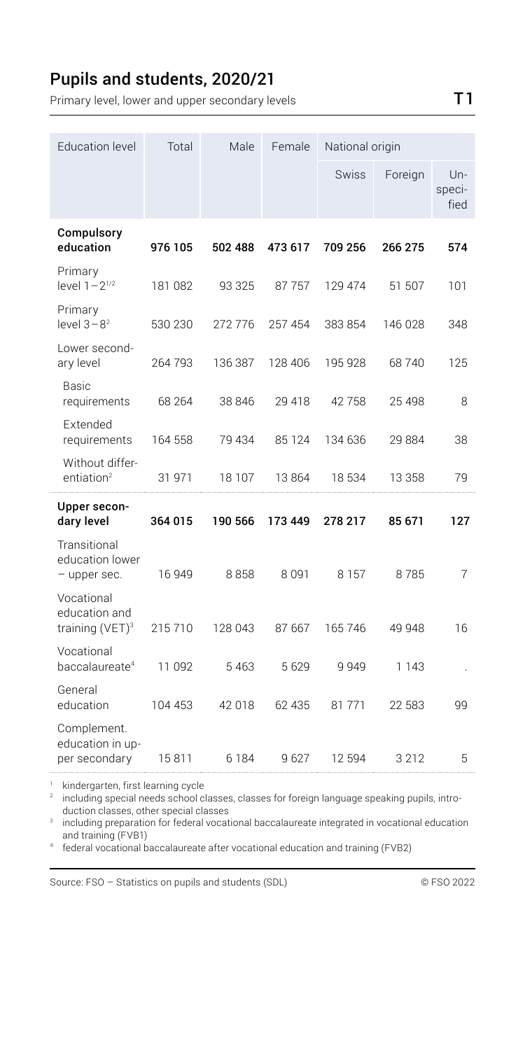## Pupils and students, 2020/21

Primary level, lower and upper secondary levels

T1

| Education level | Total | Male | Female | National origin | | |
|---|---|---|---|---|---|---|
| | | | | Swiss | Foreign | Unspecified |
| **Compulsory education** | **976 105** | **502 488** | **473 617** | **709 256** | **266 275** | **574** |
| Primary level 1–2[1/2] | 181 082 | 93 325 | 87 757 | 129 474 | 51 507 | 101 |
| Primary level 3–8[2] | 530 230 | 272 776 | 257 454 | 383 854 | 146 028 | 348 |
| Lower secondary level | 264 793 | 136 387 | 128 406 | 195 928 | 68 740 | 125 |
| Basic requirements | 68 264 | 38 846 | 29 418 | 42 758 | 25 498 | 8 |
| Extended requirements | 164 558 | 79 434 | 85 124 | 134 636 | 29 884 | 38 |
| Without differentiation[2] | 31 971 | 18 107 | 13 864 | 18 534 | 13 358 | 79 |
| **Upper secondary level** | **364 015** | **190 566** | **173 449** | **278 217** | **85 671** | **127** |
| Transitional education lower – upper sec. | 16 949 | 8 858 | 8 091 | 8 157 | 8 785 | 7 |
| Vocational education and training (VET)[3] | 215 710 | 128 043 | 87 667 | 165 746 | 49 948 | 16 |
| Vocational baccalaureate[4] | 11 092 | 5 463 | 5 629 | 9 949 | 1 143 | . |
| General education | 104 453 | 42 018 | 62 435 | 81 771 | 22 583 | 99 |
| Complement. education in upper secondary | 15 811 | 6 184 | 9 627 | 12 594 | 3 212 | 5 |

[1] kindergarten, first learning cycle
[2] including special needs school classes, classes for foreign language speaking pupils, introduction classes, other special classes
[3] including preparation for federal vocational baccalaureate integrated in vocational education and training (FVB1)
[4] federal vocational baccalaureate after vocational education and training (FVB2)

Source: FSO – Statistics on pupils and students (SDL) © FSO 2022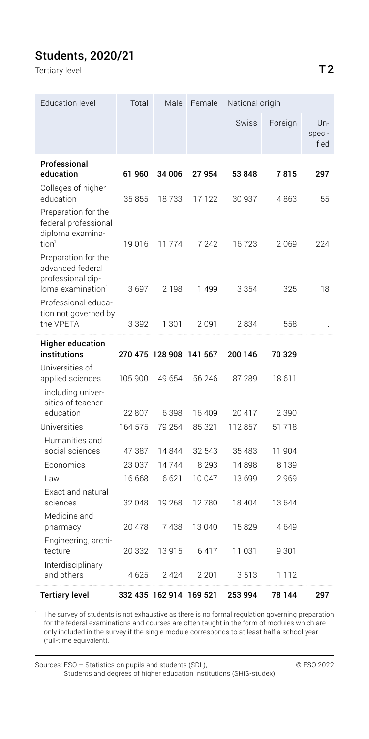## Students, 2020/21

Tertiary level

T2

| Education level | Total | Male | Female | National origin | | |
|---|---|---|---|---|---|---|
| | | | | Swiss | Foreign | Un-specified |
| **Professional education** | **61 960** | **34 006** | **27 954** | **53 848** | **7 815** | **297** |
| Colleges of higher education | 35 855 | 18 733 | 17 122 | 30 937 | 4 863 | 55 |
| Preparation for the federal professional diploma examination[1] | 19 016 | 11 774 | 7 242 | 16 723 | 2 069 | 224 |
| Preparation for the advanced federal professional diploma examination[1] | 3 697 | 2 198 | 1 499 | 3 354 | 325 | 18 |
| Professional education not governed by the VPETA | 3 392 | 1 301 | 2 091 | 2 834 | 558 | . |
| **Higher education institutions** | **270 475** | **128 908** | **141 567** | **200 146** | **70 329** | |
| Universities of applied sciences | 105 900 | 49 654 | 56 246 | 87 289 | 18 611 | |
| including universities of teacher education | 22 807 | 6 398 | 16 409 | 20 417 | 2 390 | |
| Universities | 164 575 | 79 254 | 85 321 | 112 857 | 51 718 | |
| Humanities and social sciences | 47 387 | 14 844 | 32 543 | 35 483 | 11 904 | |
| Economics | 23 037 | 14 744 | 8 293 | 14 898 | 8 139 | |
| Law | 16 668 | 6 621 | 10 047 | 13 699 | 2 969 | |
| Exact and natural sciences | 32 048 | 19 268 | 12 780 | 18 404 | 13 644 | |
| Medicine and pharmacy | 20 478 | 7 438 | 13 040 | 15 829 | 4 649 | |
| Engineering, architecture | 20 332 | 13 915 | 6 417 | 11 031 | 9 301 | |
| Interdisciplinary and others | 4 625 | 2 424 | 2 201 | 3 513 | 1 112 | |
| **Tertiary level** | **332 435** | **162 914** | **169 521** | **253 994** | **78 144** | **297** |

[1] The survey of students is not exhaustive as there is no formal regulation governing preparation for the federal examinations and courses are often taught in the form of modules which are only included in the survey if the single module corresponds to at least half a school year (full-time equivalent).

Sources: FSO – Statistics on pupils and students (SDL), Students and degrees of higher education institutions (SHIS-studex)

© FSO 2022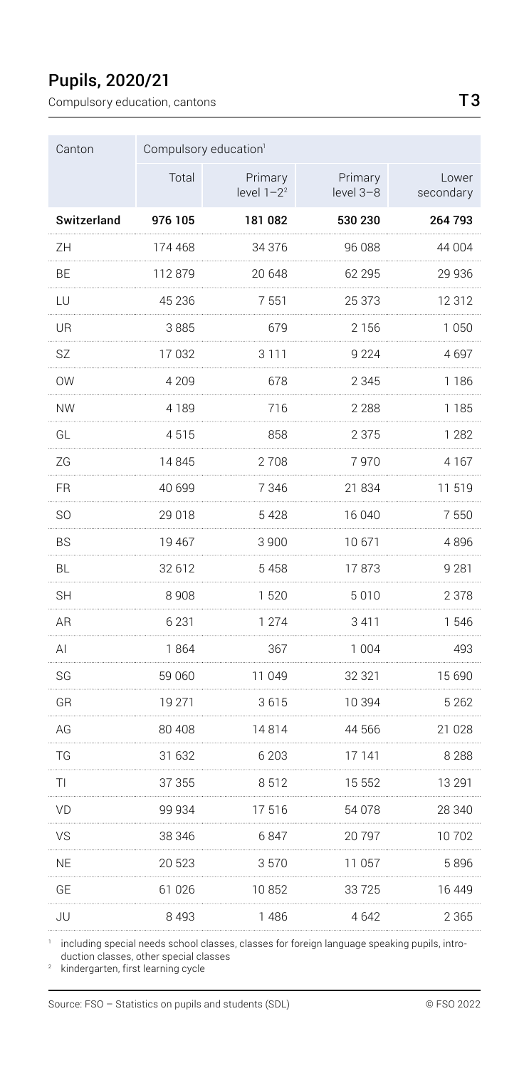## Pupils, 2020/21

Compulsory education, cantons

T3

| Canton | Compulsory education[1] | | | |
|---|---|---|---|---|
| | Total | Primary level 1–2[2] | Primary level 3–8 | Lower secondary |
| **Switzerland** | **976 105** | **181 082** | **530 230** | **264 793** |
| ZH | 174 468 | 34 376 | 96 088 | 44 004 |
| BE | 112 879 | 20 648 | 62 295 | 29 936 |
| LU | 45 236 | 7 551 | 25 373 | 12 312 |
| UR | 3 885 | 679 | 2 156 | 1 050 |
| SZ | 17 032 | 3 111 | 9 224 | 4 697 |
| OW | 4 209 | 678 | 2 345 | 1 186 |
| NW | 4 189 | 716 | 2 288 | 1 185 |
| GL | 4 515 | 858 | 2 375 | 1 282 |
| ZG | 14 845 | 2 708 | 7 970 | 4 167 |
| FR | 40 699 | 7 346 | 21 834 | 11 519 |
| SO | 29 018 | 5 428 | 16 040 | 7 550 |
| BS | 19 467 | 3 900 | 10 671 | 4 896 |
| BL | 32 612 | 5 458 | 17 873 | 9 281 |
| SH | 8 908 | 1 520 | 5 010 | 2 378 |
| AR | 6 231 | 1 274 | 3 411 | 1 546 |
| AI | 1 864 | 367 | 1 004 | 493 |
| SG | 59 060 | 11 049 | 32 321 | 15 690 |
| GR | 19 271 | 3 615 | 10 394 | 5 262 |
| AG | 80 408 | 14 814 | 44 566 | 21 028 |
| TG | 31 632 | 6 203 | 17 141 | 8 288 |
| TI | 37 355 | 8 512 | 15 552 | 13 291 |
| VD | 99 934 | 17 516 | 54 078 | 28 340 |
| VS | 38 346 | 6 847 | 20 797 | 10 702 |
| NE | 20 523 | 3 570 | 11 057 | 5 896 |
| GE | 61 026 | 10 852 | 33 725 | 16 449 |
| JU | 8 493 | 1 486 | 4 642 | 2 365 |

[1] including special needs school classes, classes for foreign language speaking pupils, introduction classes, other special classes
[2] kindergarten, first learning cycle

Source: FSO – Statistics on pupils and students (SDL) © FSO 2022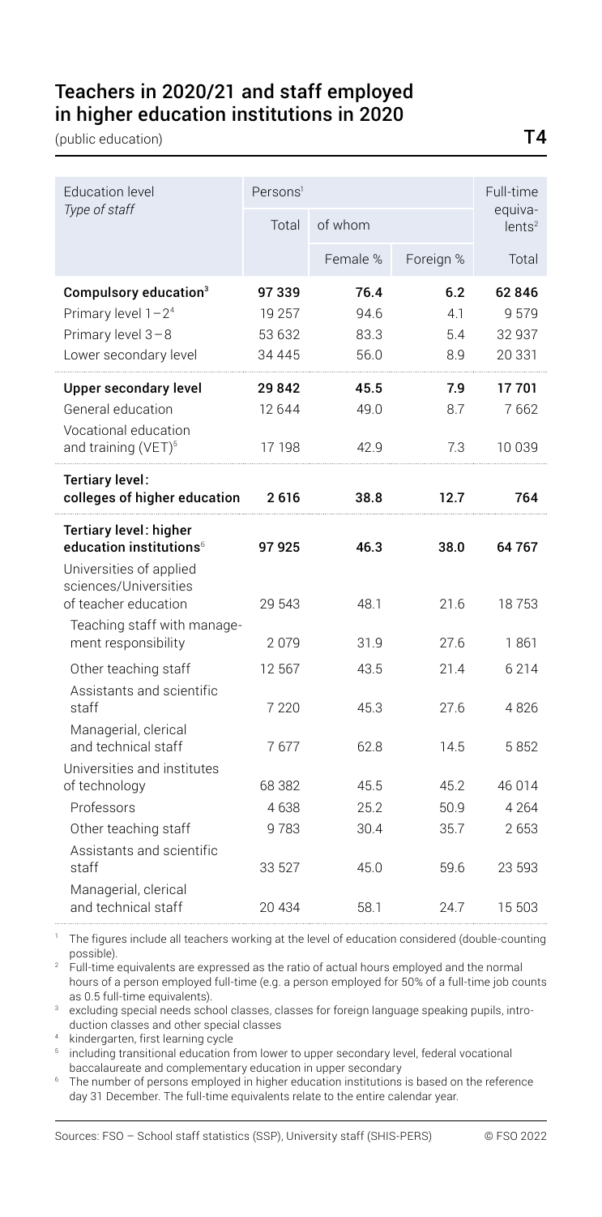## Teachers in 2020/21 and staff employed in higher education institutions in 2020

(public education)

T4

| Education level<br>*Type of staff* | Persons[1] | | | Full-time equivalents[2] |
|---|---|---|---|---|
| | Total | of whom | | |
| | | Female % | Foreign % | Total |
| **Compulsory education[3]** | **97 339** | **76.4** | **6.2** | **62 846** |
| Primary level 1–2[4] | 19 257 | 94.6 | 4.1 | 9 579 |
| Primary level 3–8 | 53 632 | 83.3 | 5.4 | 32 937 |
| Lower secondary level | 34 445 | 56.0 | 8.9 | 20 331 |
| **Upper secondary level** | **29 842** | **45.5** | **7.9** | **17 701** |
| General education | 12 644 | 49.0 | 8.7 | 7 662 |
| Vocational education and training (VET)[5] | 17 198 | 42.9 | 7.3 | 10 039 |
| **Tertiary level: colleges of higher education** | **2 616** | **38.8** | **12.7** | **764** |
| **Tertiary level: higher education institutions[6]** | **97 925** | **46.3** | **38.0** | **64 767** |
| Universities of applied sciences/Universities of teacher education | 29 543 | 48.1 | 21.6 | 18 753 |
| Teaching staff with management responsibility | 2 079 | 31.9 | 27.6 | 1 861 |
| Other teaching staff | 12 567 | 43.5 | 21.4 | 6 214 |
| Assistants and scientific staff | 7 220 | 45.3 | 27.6 | 4 826 |
| Managerial, clerical and technical staff | 7 677 | 62.8 | 14.5 | 5 852 |
| Universities and institutes of technology | 68 382 | 45.5 | 45.2 | 46 014 |
| Professors | 4 638 | 25.2 | 50.9 | 4 264 |
| Other teaching staff | 9 783 | 30.4 | 35.7 | 2 653 |
| Assistants and scientific staff | 33 527 | 45.0 | 59.6 | 23 593 |
| Managerial, clerical and technical staff | 20 434 | 58.1 | 24.7 | 15 503 |

[1] The figures include all teachers working at the level of education considered (double-counting possible).

[2] Full-time equivalents are expressed as the ratio of actual hours employed and the normal hours of a person employed full-time (e.g. a person employed for 50% of a full-time job counts as 0.5 full-time equivalents).

[3] excluding special needs school classes, classes for foreign language speaking pupils, introduction classes and other special classes

[4] kindergarten, first learning cycle

[5] including transitional education from lower to upper secondary level, federal vocational baccalaureate and complementary education in upper secondary

[6] The number of persons employed in higher education institutions is based on the reference day 31 December. The full-time equivalents relate to the entire calendar year.

Sources: FSO – School staff statistics (SSP), University staff (SHIS-PERS) © FSO 2022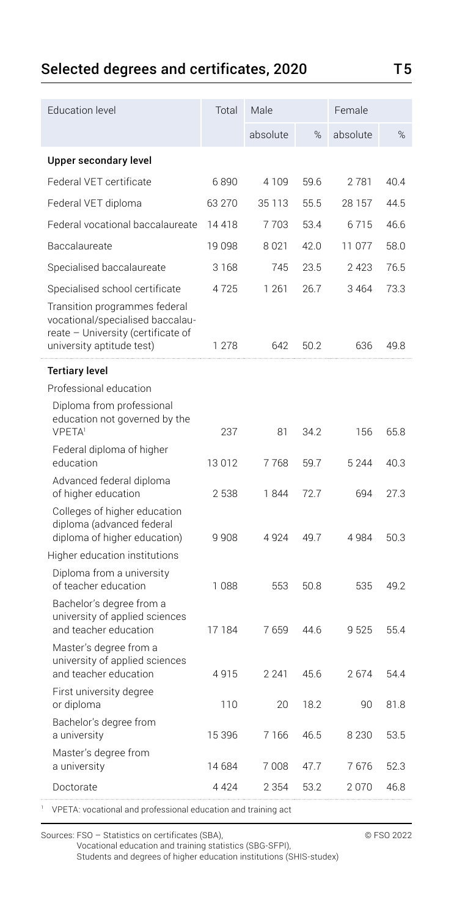## Selected degrees and certificates, 2020 T5

| Education level | Total | Male | | Female | |
|---|---|---|---|---|---|
| | | absolute | % | absolute | % |
| **Upper secondary level** | | | | | |
| Federal VET certificate | 6 890 | 4 109 | 59.6 | 2 781 | 40.4 |
| Federal VET diploma | 63 270 | 35 113 | 55.5 | 28 157 | 44.5 |
| Federal vocational baccalaureate | 14 418 | 7 703 | 53.4 | 6 715 | 46.6 |
| Baccalaureate | 19 098 | 8 021 | 42.0 | 11 077 | 58.0 |
| Specialised baccalaureate | 3 168 | 745 | 23.5 | 2 423 | 76.5 |
| Specialised school certificate | 4 725 | 1 261 | 26.7 | 3 464 | 73.3 |
| Transition programmes federal vocational/specialised baccalaureate – University (certificate of university aptitude test) | 1 278 | 642 | 50.2 | 636 | 49.8 |
| **Tertiary level** | | | | | |
| Professional education | | | | | |
| Diploma from professional education not governed by the VPETA[1] | 237 | 81 | 34.2 | 156 | 65.8 |
| Federal diploma of higher education | 13 012 | 7 768 | 59.7 | 5 244 | 40.3 |
| Advanced federal diploma of higher education | 2 538 | 1 844 | 72.7 | 694 | 27.3 |
| Colleges of higher education diploma (advanced federal diploma of higher education) | 9 908 | 4 924 | 49.7 | 4 984 | 50.3 |
| Higher education institutions | | | | | |
| Diploma from a university of teacher education | 1 088 | 553 | 50.8 | 535 | 49.2 |
| Bachelor's degree from a university of applied sciences and teacher education | 17 184 | 7 659 | 44.6 | 9 525 | 55.4 |
| Master's degree from a university of applied sciences and teacher education | 4 915 | 2 241 | 45.6 | 2 674 | 54.4 |
| First university degree or diploma | 110 | 20 | 18.2 | 90 | 81.8 |
| Bachelor's degree from a university | 15 396 | 7 166 | 46.5 | 8 230 | 53.5 |
| Master's degree from a university | 14 684 | 7 008 | 47.7 | 7 676 | 52.3 |
| Doctorate | 4 424 | 2 354 | 53.2 | 2 070 | 46.8 |

[1] VPETA: vocational and professional education and training act

Sources: FSO – Statistics on certificates (SBA), Vocational education and training statistics (SBG-SFPI), Students and degrees of higher education institutions (SHIS-studex)

© FSO 2022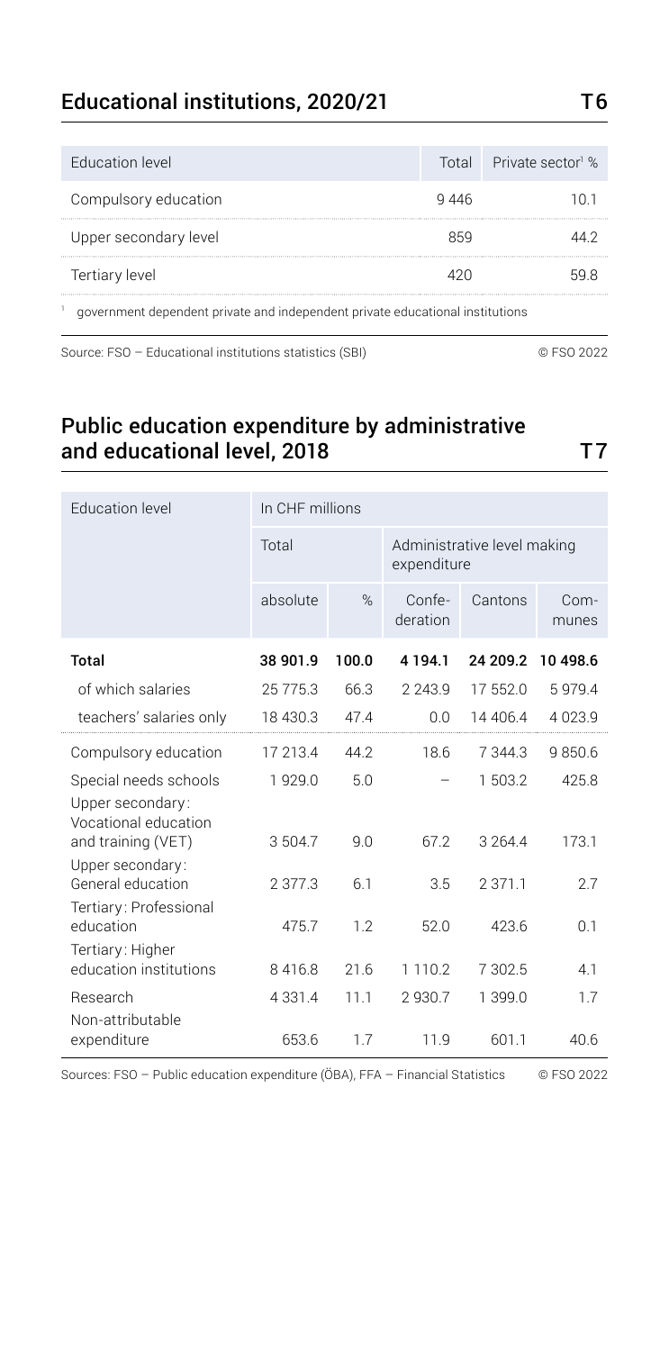## Educational institutions, 2020/21 T6

| Education level | Total | Private sector[1] % |
|---|---|---|
| Compulsory education | 9 446 | 10.1 |
| Upper secondary level | 859 | 44.2 |
| Tertiary level | 420 | 59.8 |

[1] government dependent private and independent private educational institutions

Source: FSO – Educational institutions statistics (SBI) © FSO 2022

## Public education expenditure by administrative and educational level, 2018 T7

| Education level | In CHF millions | | | | |
|---|---|---|---|---|---|
| | Total | | Administrative level making expenditure | | |
| | absolute | % | Confe-deration | Cantons | Com-munes |
| **Total** | **38 901.9** | **100.0** | **4 194.1** | **24 209.2** | **10 498.6** |
| of which salaries | 25 775.3 | 66.3 | 2 243.9 | 17 552.0 | 5 979.4 |
| teachers' salaries only | 18 430.3 | 47.4 | 0.0 | 14 406.4 | 4 023.9 |
| Compulsory education | 17 213.4 | 44.2 | 18.6 | 7 344.3 | 9 850.6 |
| Special needs schools | 1 929.0 | 5.0 | – | 1 503.2 | 425.8 |
| Upper secondary: Vocational education and training (VET) | 3 504.7 | 9.0 | 67.2 | 3 264.4 | 173.1 |
| Upper secondary: General education | 2 377.3 | 6.1 | 3.5 | 2 371.1 | 2.7 |
| Tertiary: Professional education | 475.7 | 1.2 | 52.0 | 423.6 | 0.1 |
| Tertiary: Higher education institutions | 8 416.8 | 21.6 | 1 110.2 | 7 302.5 | 4.1 |
| Research | 4 331.4 | 11.1 | 2 930.7 | 1 399.0 | 1.7 |
| Non-attributable expenditure | 653.6 | 1.7 | 11.9 | 601.1 | 40.6 |

Sources: FSO – Public education expenditure (ÖBA), FFA – Financial Statistics © FSO 2022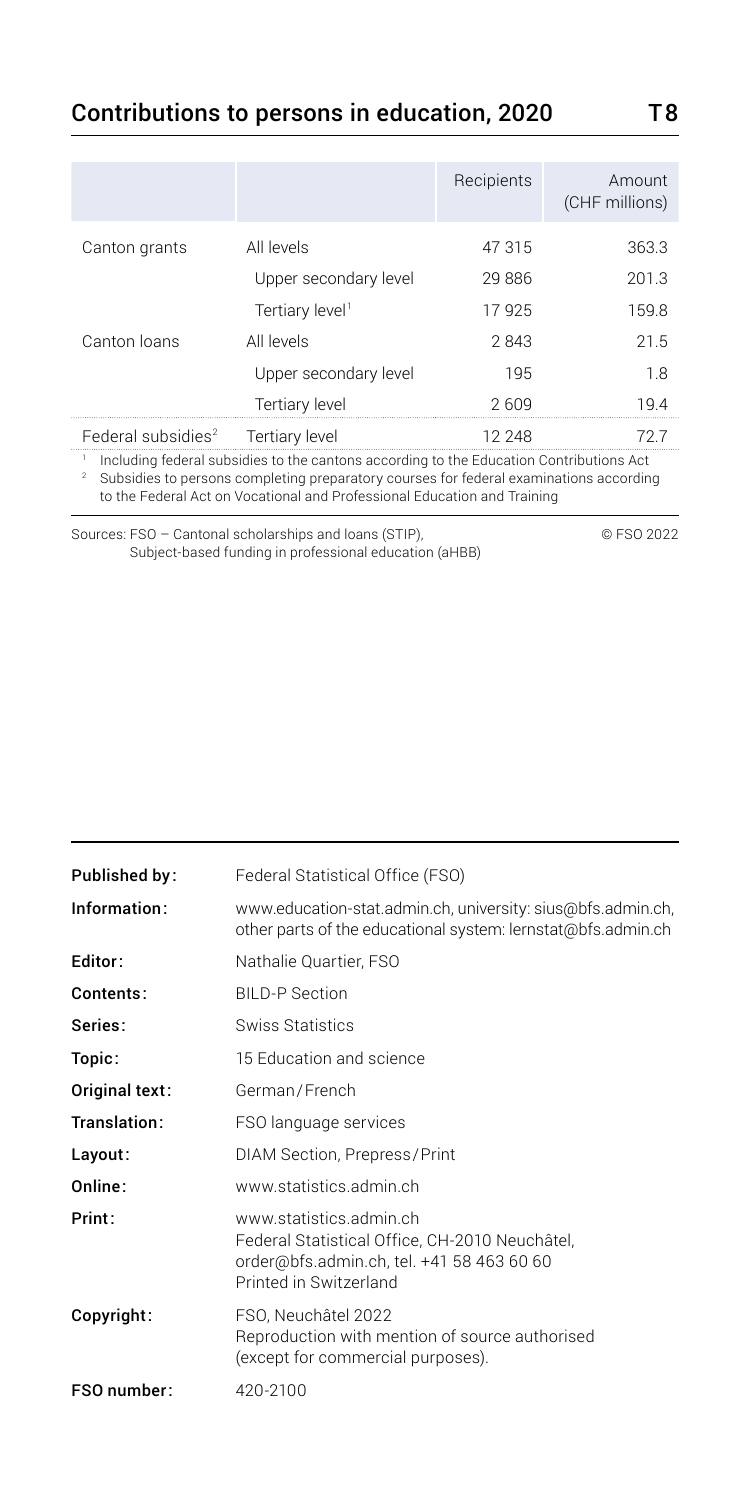## Contributions to persons in education, 2020 T8

| | | Recipients | Amount (CHF millions) |
|---|---|---|---|
| Canton grants | All levels | 47 315 | 363.3 |
| | Upper secondary level | 29 886 | 201.3 |
| | Tertiary level[1] | 17 925 | 159.8 |
| Canton loans | All levels | 2 843 | 21.5 |
| | Upper secondary level | 195 | 1.8 |
| | Tertiary level | 2 609 | 19.4 |
| Federal subsidies[2] | Tertiary level | 12 248 | 72.7 |

[1] Including federal subsidies to the cantons according to the Education Contributions Act
[2] Subsidies to persons completing preparatory courses for federal examinations according to the Federal Act on Vocational and Professional Education and Training

Sources: FSO – Cantonal scholarships and loans (STIP), Subject-based funding in professional education (aHBB)

© FSO 2022

| | |
|---|---|
| **Published by:** | Federal Statistical Office (FSO) |
| **Information:** | www.education-stat.admin.ch, university: sius@bfs.admin.ch, other parts of the educational system: lernstat@bfs.admin.ch |
| **Editor:** | Nathalie Quartier, FSO |
| **Contents:** | BILD-P Section |
| **Series:** | Swiss Statistics |
| **Topic:** | 15 Education and science |
| **Original text:** | German/French |
| **Translation:** | FSO language services |
| **Layout:** | DIAM Section, Prepress/Print |
| **Online:** | www.statistics.admin.ch |
| **Print:** | www.statistics.admin.ch<br>Federal Statistical Office, CH-2010 Neuchâtel,<br>order@bfs.admin.ch, tel. +41 58 463 60 60<br>Printed in Switzerland |
| **Copyright:** | FSO, Neuchâtel 2022<br>Reproduction with mention of source authorised (except for commercial purposes). |
| **FSO number:** | 420-2100 |